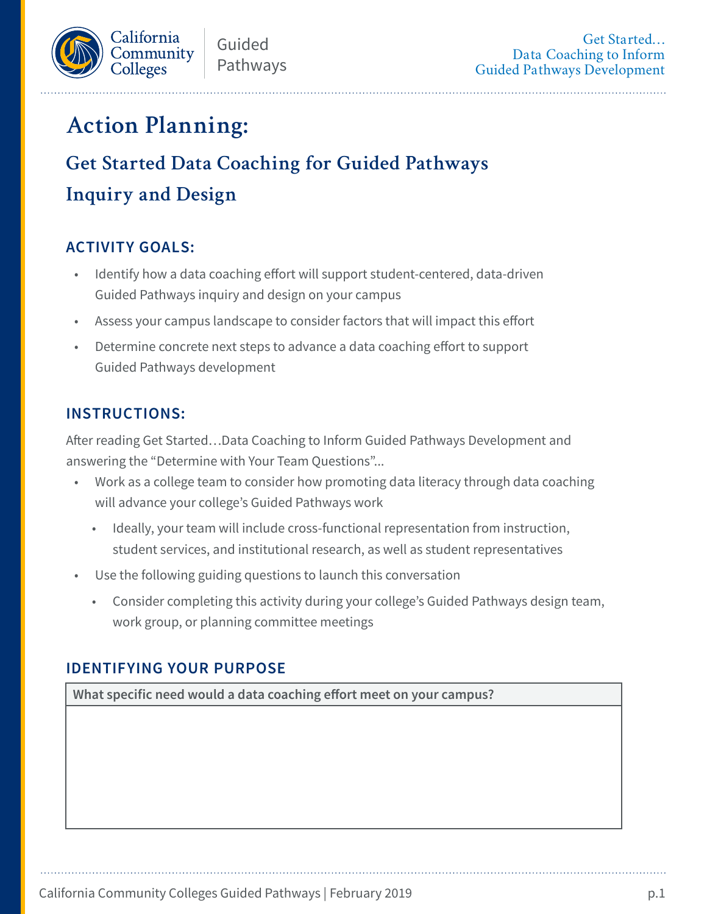# Action Planning:

## Get Started Data Coaching for Guided Pathways Inquiry and Design

### ACTIVITY GOALS:

- Identify how a data coaching effort will support student-centered, data-driven Guided Pathways inquiry and design on your campus
- Assess your campus landscape to consider factors that will impact this effort
- Determine concrete next steps to advance a data coaching effort to support Guided Pathways development

### INSTRUCTIONS:

After reading Get Started…Data Coaching to Inform Guided Pathways Development and answering the "Determine with Your Team Questions"...

- Work as a college team to consider how promoting data literacy through data coaching will advance your college's Guided Pathways work
  - Ideally, your team will include cross-functional representation from instruction, student services, and institutional research, as well as student representatives
- Use the following guiding questions to launch this conversation
  - Consider completing this activity during your college's Guided Pathways design team, work group, or planning committee meetings

### IDENTIFYING YOUR PURPOSE

| What specific need would a data coaching effort meet on your campus? |
| --- |
| |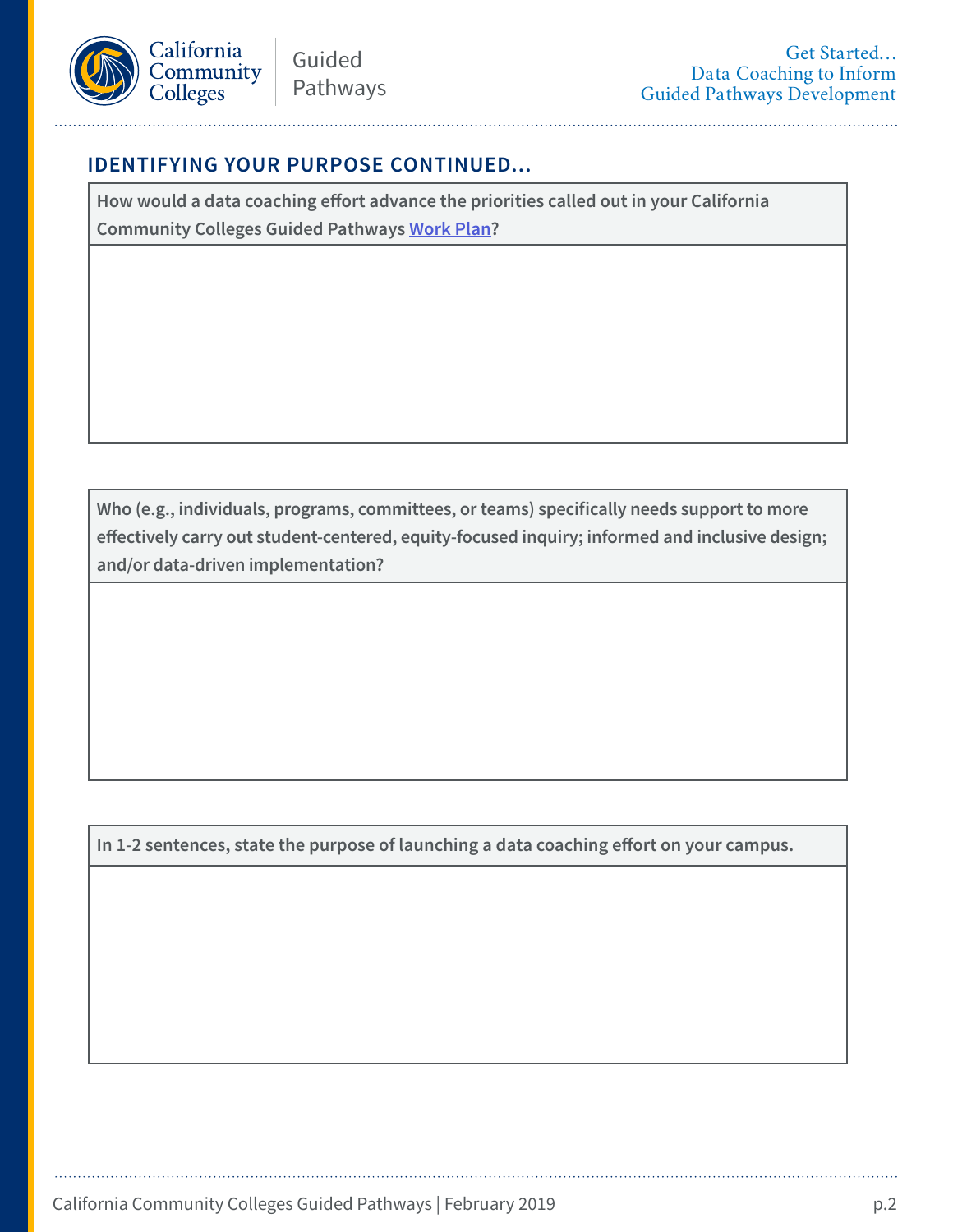## IDENTIFYING YOUR PURPOSE CONTINUED...

**How would a data coaching effort advance the priorities called out in your California Community Colleges Guided Pathways Work Plan?**

**Who (e.g., individuals, programs, committees, or teams) specifically needs support to more effectively carry out student-centered, equity-focused inquiry; informed and inclusive design; and/or data-driven implementation?**

**In 1-2 sentences, state the purpose of launching a data coaching effort on your campus.**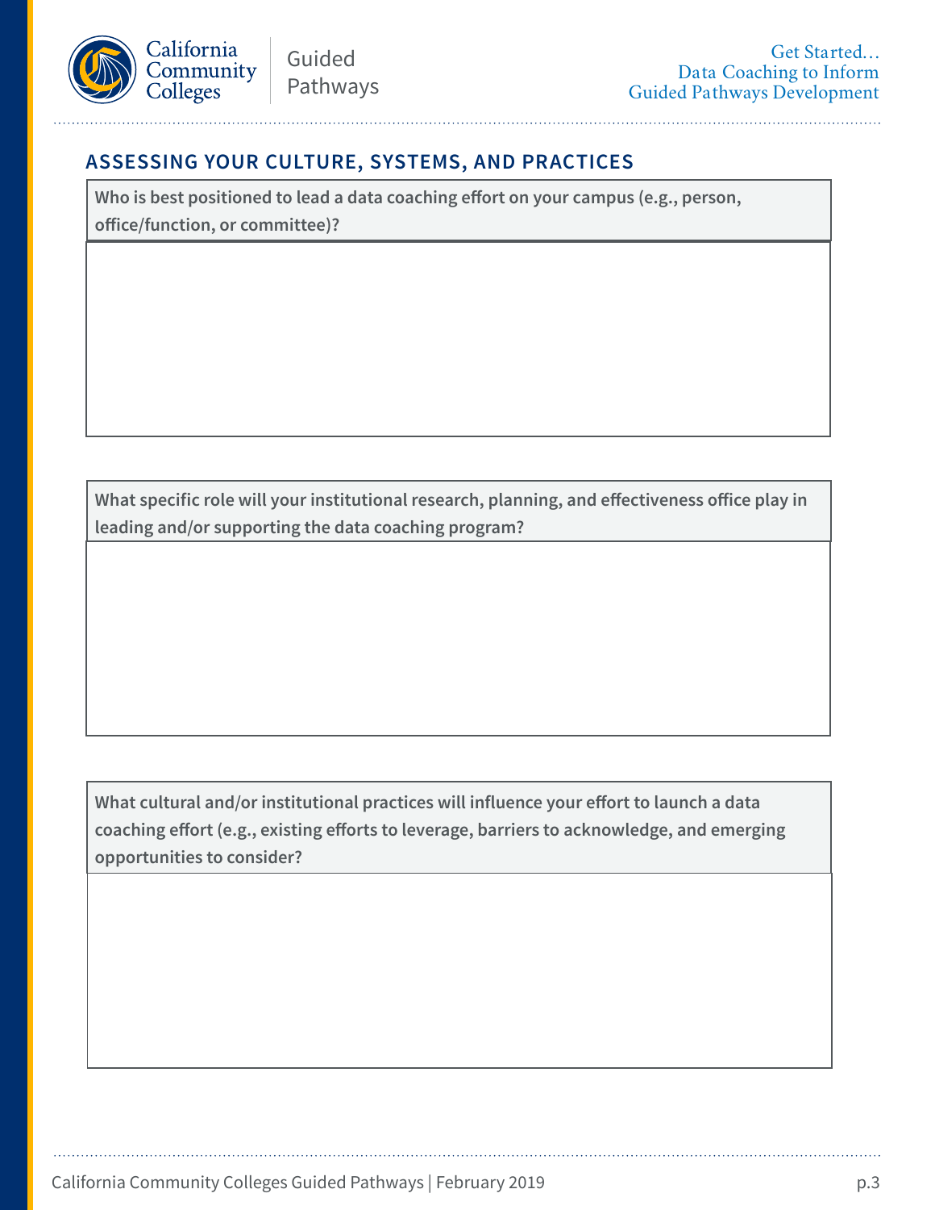## ASSESSING YOUR CULTURE, SYSTEMS, AND PRACTICES

**Who is best positioned to lead a data coaching effort on your campus (e.g., person, office/function, or committee)?**

**What specific role will your institutional research, planning, and effectiveness office play in leading and/or supporting the data coaching program?**

**What cultural and/or institutional practices will influence your effort to launch a data coaching effort (e.g., existing efforts to leverage, barriers to acknowledge, and emerging opportunities to consider?**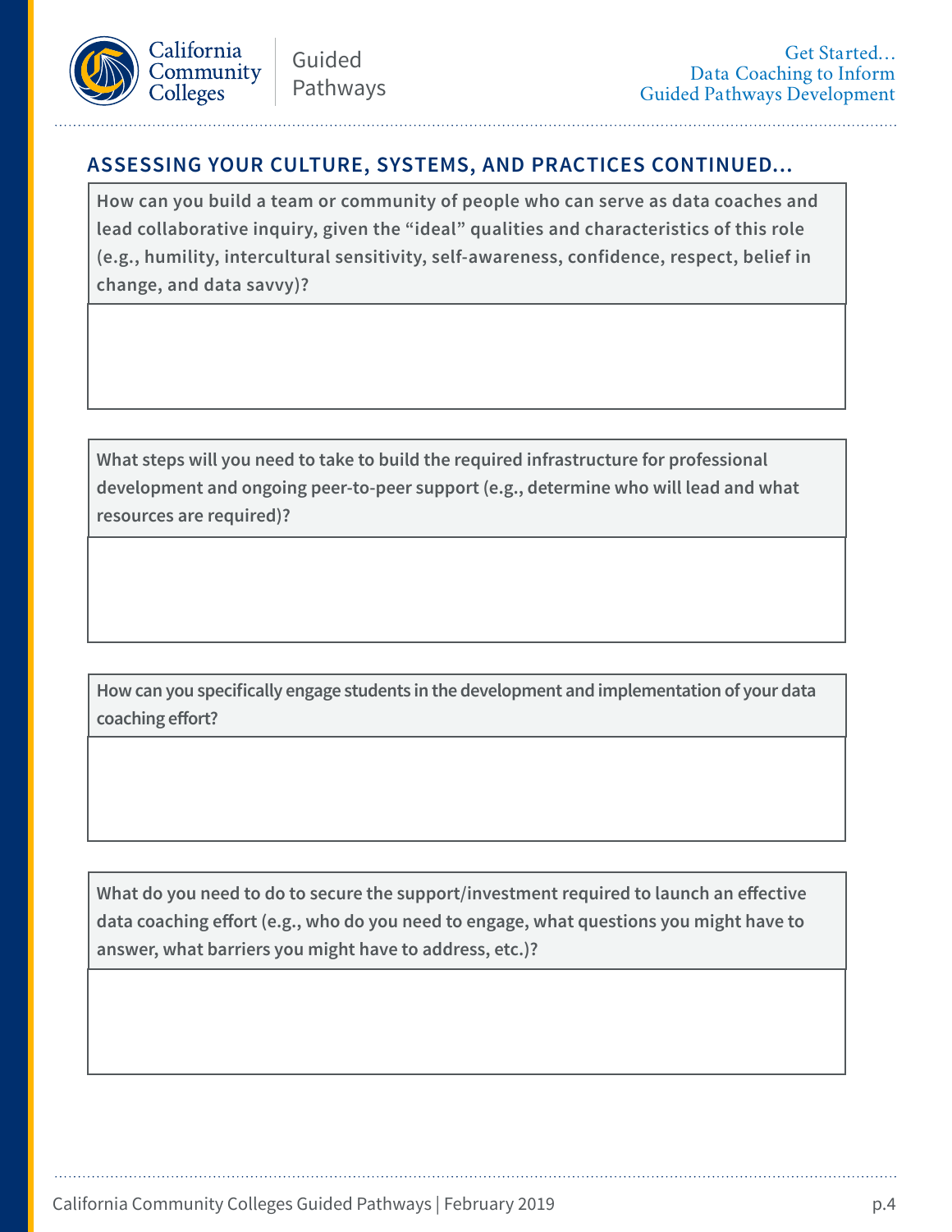## ASSESSING YOUR CULTURE, SYSTEMS, AND PRACTICES CONTINUED...

| How can you build a team or community of people who can serve as data coaches and lead collaborative inquiry, given the "ideal" qualities and characteristics of this role (e.g., humility, intercultural sensitivity, self-awareness, confidence, respect, belief in change, and data savvy)? |
| --- |
| |

| What steps will you need to take to build the required infrastructure for professional development and ongoing peer-to-peer support (e.g., determine who will lead and what resources are required)? |
| --- |
| |

| How can you specifically engage students in the development and implementation of your data coaching effort? |
| --- |
| |

| What do you need to do to secure the support/investment required to launch an effective data coaching effort (e.g., who do you need to engage, what questions you might have to answer, what barriers you might have to address, etc.)? |
| --- |
| |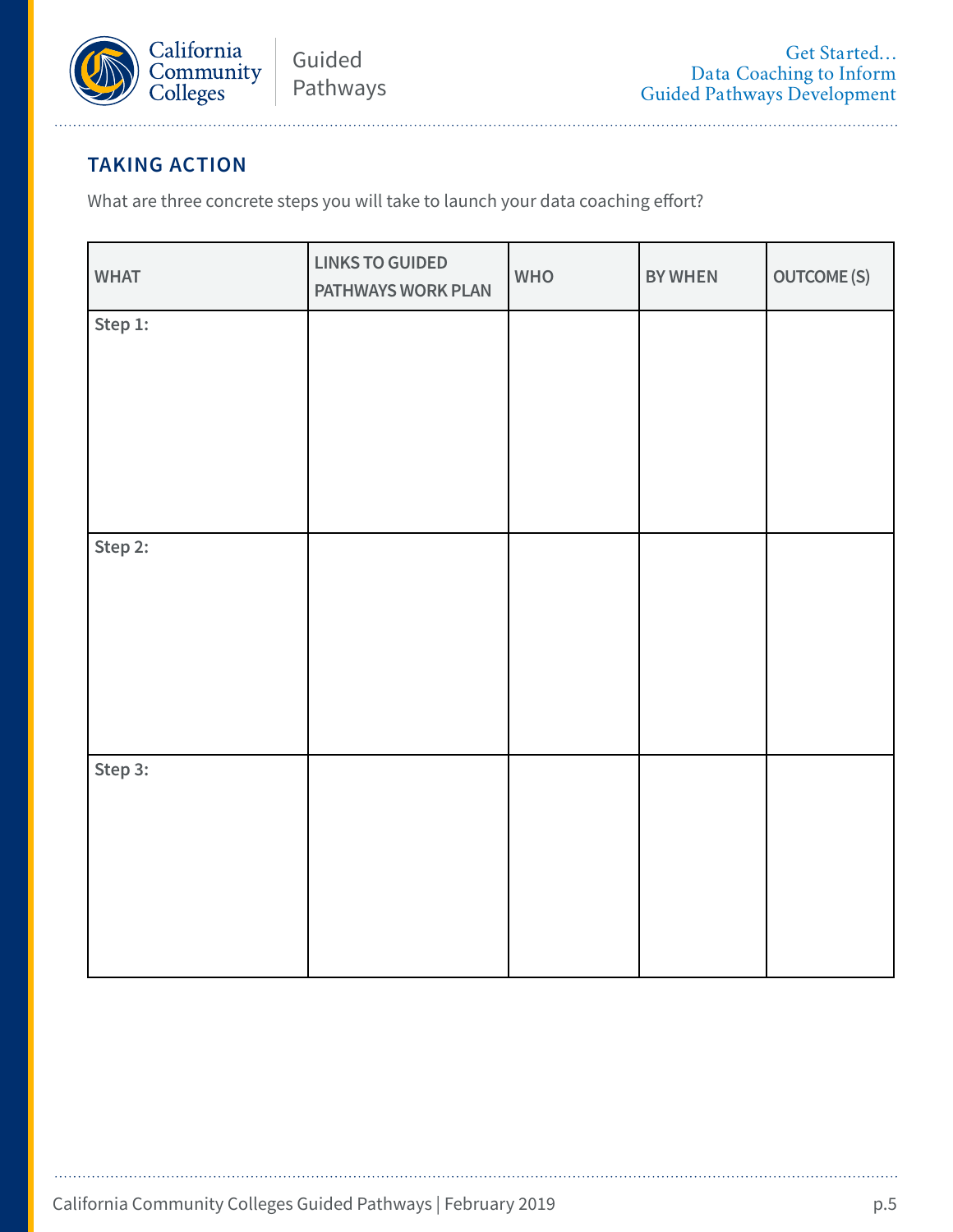## TAKING ACTION

What are three concrete steps you will take to launch your data coaching effort?

| WHAT | LINKS TO GUIDED PATHWAYS WORK PLAN | WHO | BY WHEN | OUTCOME (S) |
|---|---|---|---|---|
| Step 1: | | | | |
| Step 2: | | | | |
| Step 3: | | | | |